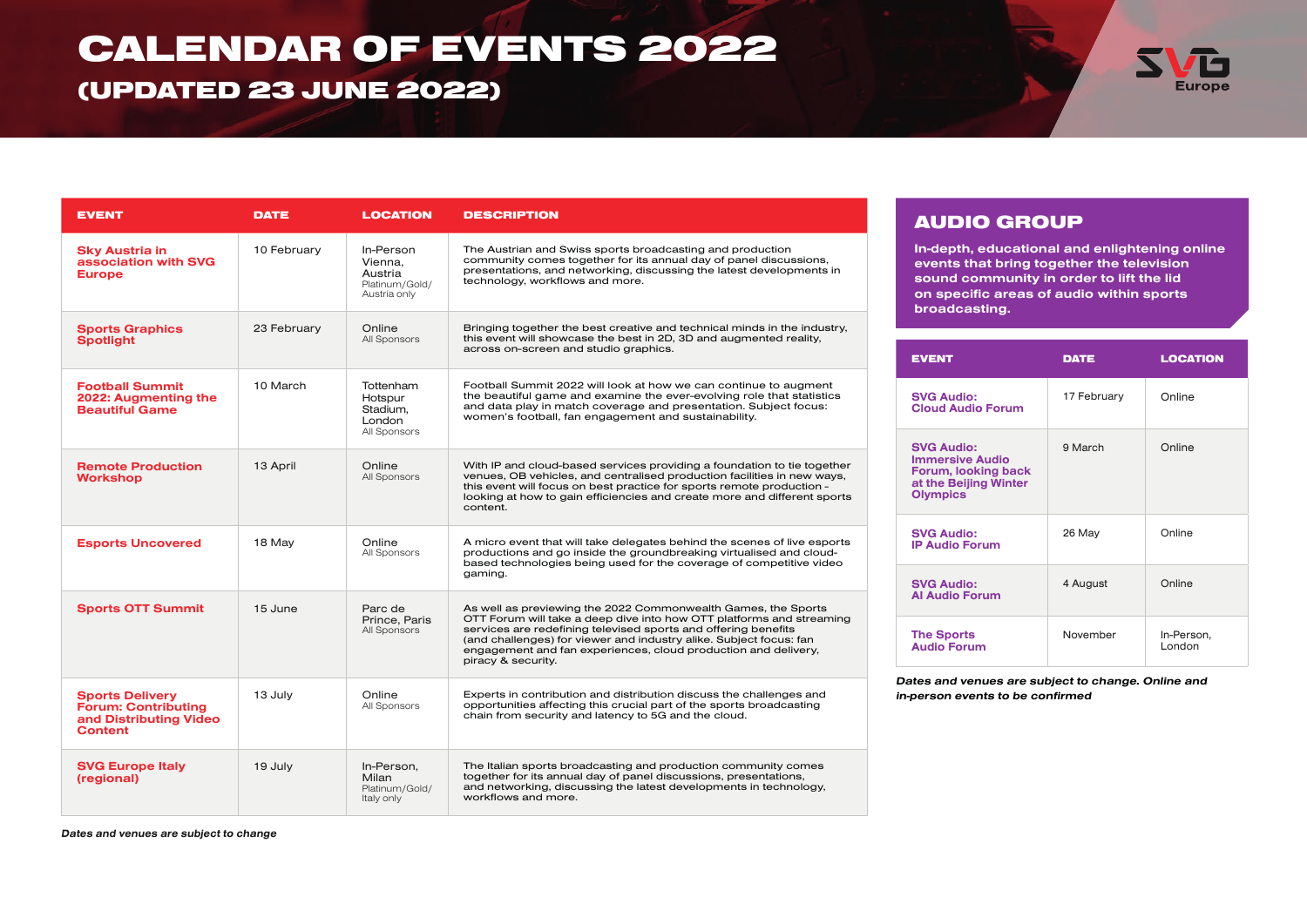# CALENDAR OF EVENTS 2022

## (UPDATED 23 JUNE 2022)

SVG Europe

| EVENT | DATE | LOCATION | DESCRIPTION |
|---|---|---|---|
| **Sky Austria in association with SVG Europe** | 10 February | In-Person Vienna, Austria<br>Platinum/Gold/ Austria only | The Austrian and Swiss sports broadcasting and production community comes together for its annual day of panel discussions, presentations, and networking, discussing the latest developments in technology, workflows and more. |
| **Sports Graphics Spotlight** | 23 February | Online<br>All Sponsors | Bringing together the best creative and technical minds in the industry, this event will showcase the best in 2D, 3D and augmented reality, across on-screen and studio graphics. |
| **Football Summit 2022: Augmenting the Beautiful Game** | 10 March | Tottenham Hotspur Stadium, London<br>All Sponsors | Football Summit 2022 will look at how we can continue to augment the beautiful game and examine the ever-evolving role that statistics and data play in match coverage and presentation. Subject focus: women's football, fan engagement and sustainability. |
| **Remote Production Workshop** | 13 April | Online<br>All Sponsors | With IP and cloud-based services providing a foundation to tie together venues, OB vehicles, and centralised production facilities in new ways, this event will focus on best practice for sports remote production - looking at how to gain efficiencies and create more and different sports content. |
| **Esports Uncovered** | 18 May | Online<br>All Sponsors | A micro event that will take delegates behind the scenes of live esports productions and go inside the groundbreaking virtualised and cloud-based technologies being used for the coverage of competitive video gaming. |
| **Sports OTT Summit** | 15 June | Parc de Prince, Paris<br>All Sponsors | As well as previewing the 2022 Commonwealth Games, the Sports OTT Forum will take a deep dive into how OTT platforms and streaming services are redefining televised sports and offering benefits (and challenges) for viewer and industry alike. Subject focus: fan engagement and fan experiences, cloud production and delivery, piracy & security. |
| **Sports Delivery Forum: Contributing and Distributing Video Content** | 13 July | Online<br>All Sponsors | Experts in contribution and distribution discuss the challenges and opportunities affecting this crucial part of the sports broadcasting chain from security and latency to 5G and the cloud. |
| **SVG Europe Italy (regional)** | 19 July | In-Person, Milan<br>Platinum/Gold/ Italy only | The Italian sports broadcasting and production community comes together for its annual day of panel discussions, presentations, and networking, discussing the latest developments in technology, workflows and more. |

*Dates and venues are subject to change*

## AUDIO GROUP

**In-depth, educational and enlightening online events that bring together the television sound community in order to lift the lid on specific areas of audio within sports broadcasting.**

| EVENT | DATE | LOCATION |
|---|---|---|
| **SVG Audio: Cloud Audio Forum** | 17 February | Online |
| **SVG Audio: Immersive Audio Forum, looking back at the Beijing Winter Olympics** | 9 March | Online |
| **SVG Audio: IP Audio Forum** | 26 May | Online |
| **SVG Audio: AI Audio Forum** | 4 August | Online |
| **The Sports Audio Forum** | November | In-Person, London |

*Dates and venues are subject to change. Online and in-person events to be confirmed*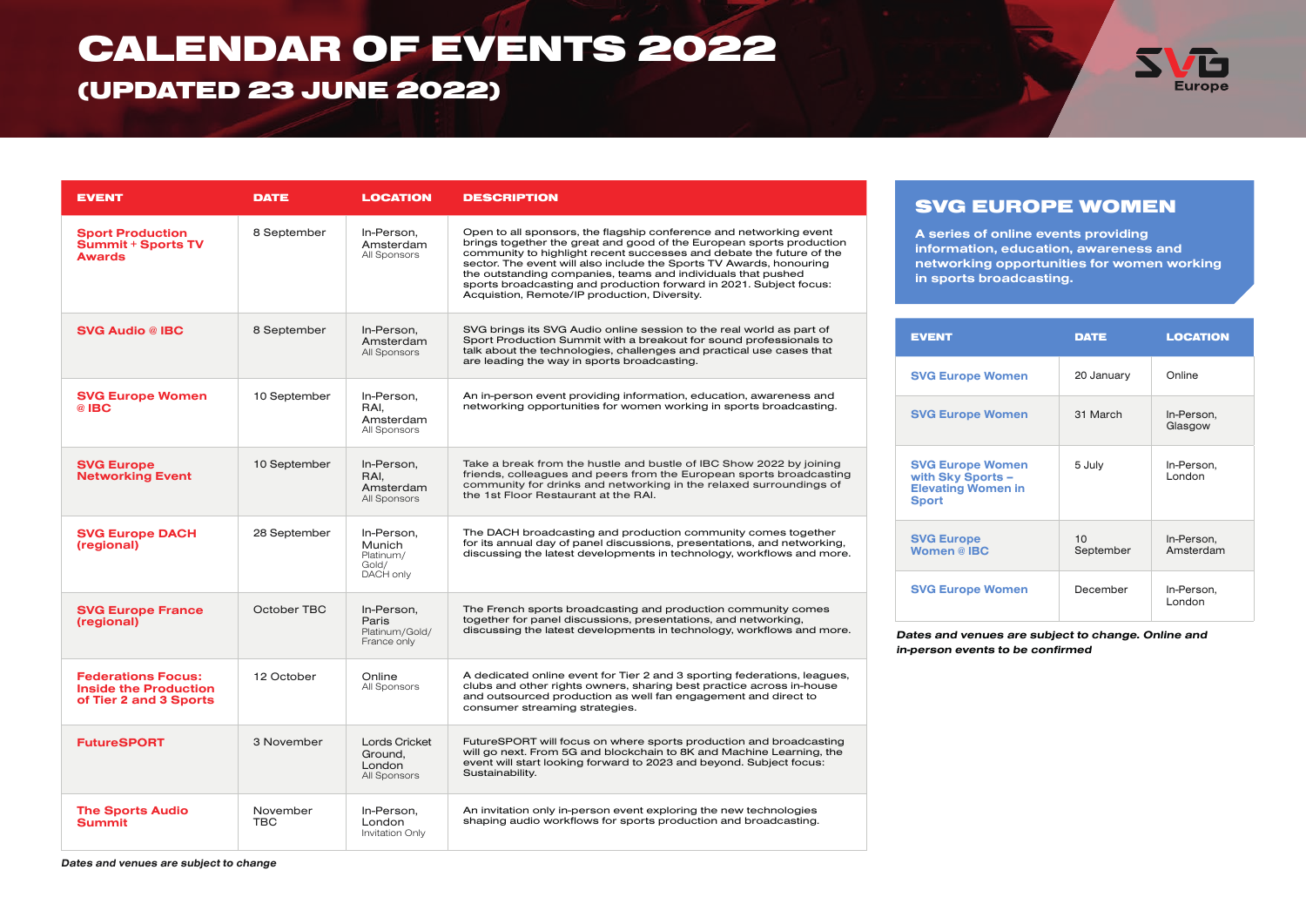# CALENDAR OF EVENTS 2022

## (UPDATED 23 JUNE 2022)

| EVENT | DATE | LOCATION | DESCRIPTION |
|---|---|---|---|
| **Sport Production Summit + Sports TV Awards** | 8 September | In-Person, Amsterdam<br>All Sponsors | Open to all sponsors, the flagship conference and networking event brings together the great and good of the European sports production community to highlight recent successes and debate the future of the sector. The event will also include the Sports TV Awards, honouring the outstanding companies, teams and individuals that pushed sports broadcasting and production forward in 2021. Subject focus: Acquistion, Remote/IP production, Diversity. |
| **SVG Audio @ IBC** | 8 September | In-Person, Amsterdam<br>All Sponsors | SVG brings its SVG Audio online session to the real world as part of Sport Production Summit with a breakout for sound professionals to talk about the technologies, challenges and practical use cases that are leading the way in sports broadcasting. |
| **SVG Europe Women @ IBC** | 10 September | In-Person, RAI, Amsterdam<br>All Sponsors | An in-person event providing information, education, awareness and networking opportunities for women working in sports broadcasting. |
| **SVG Europe Networking Event** | 10 September | In-Person, RAI, Amsterdam<br>All Sponsors | Take a break from the hustle and bustle of IBC Show 2022 by joining friends, colleagues and peers from the European sports broadcasting community for drinks and networking in the relaxed surroundings of the 1st Floor Restaurant at the RAI. |
| **SVG Europe DACH (regional)** | 28 September | In-Person, Munich<br>Platinum/ Gold/ DACH only | The DACH broadcasting and production community comes together for its annual day of panel discussions, presentations, and networking, discussing the latest developments in technology, workflows and more. |
| **SVG Europe France (regional)** | October TBC | In-Person, Paris<br>Platinum/Gold/ France only | The French sports broadcasting and production community comes together for panel discussions, presentations, and networking, discussing the latest developments in technology, workflows and more. |
| **Federations Focus: Inside the Production of Tier 2 and 3 Sports** | 12 October | Online<br>All Sponsors | A dedicated online event for Tier 2 and 3 sporting federations, leagues, clubs and other rights owners, sharing best practice across in-house and outsourced production as well fan engagement and direct to consumer streaming strategies. |
| **FutureSPORT** | 3 November | Lords Cricket Ground, London<br>All Sponsors | FutureSPORT will focus on where sports production and broadcasting will go next. From 5G and blockchain to 8K and Machine Learning, the event will start looking forward to 2023 and beyond. Subject focus: Sustainability. |
| **The Sports Audio Summit** | November TBC | In-Person, London<br>Invitation Only | An invitation only in-person event exploring the new technologies shaping audio workflows for sports production and broadcasting. |

*Dates and venues are subject to change*

## SVG EUROPE WOMEN

**A series of online events providing information, education, awareness and networking opportunities for women working in sports broadcasting.**

| EVENT | DATE | LOCATION |
|---|---|---|
| **SVG Europe Women** | 20 January | Online |
| **SVG Europe Women** | 31 March | In-Person, Glasgow |
| **SVG Europe Women with Sky Sports – Elevating Women in Sport** | 5 July | In-Person, London |
| **SVG Europe Women @ IBC** | 10 September | In-Person, Amsterdam |
| **SVG Europe Women** | December | In-Person, London |

***Dates and venues are subject to change. Online and in-person events to be confirmed***